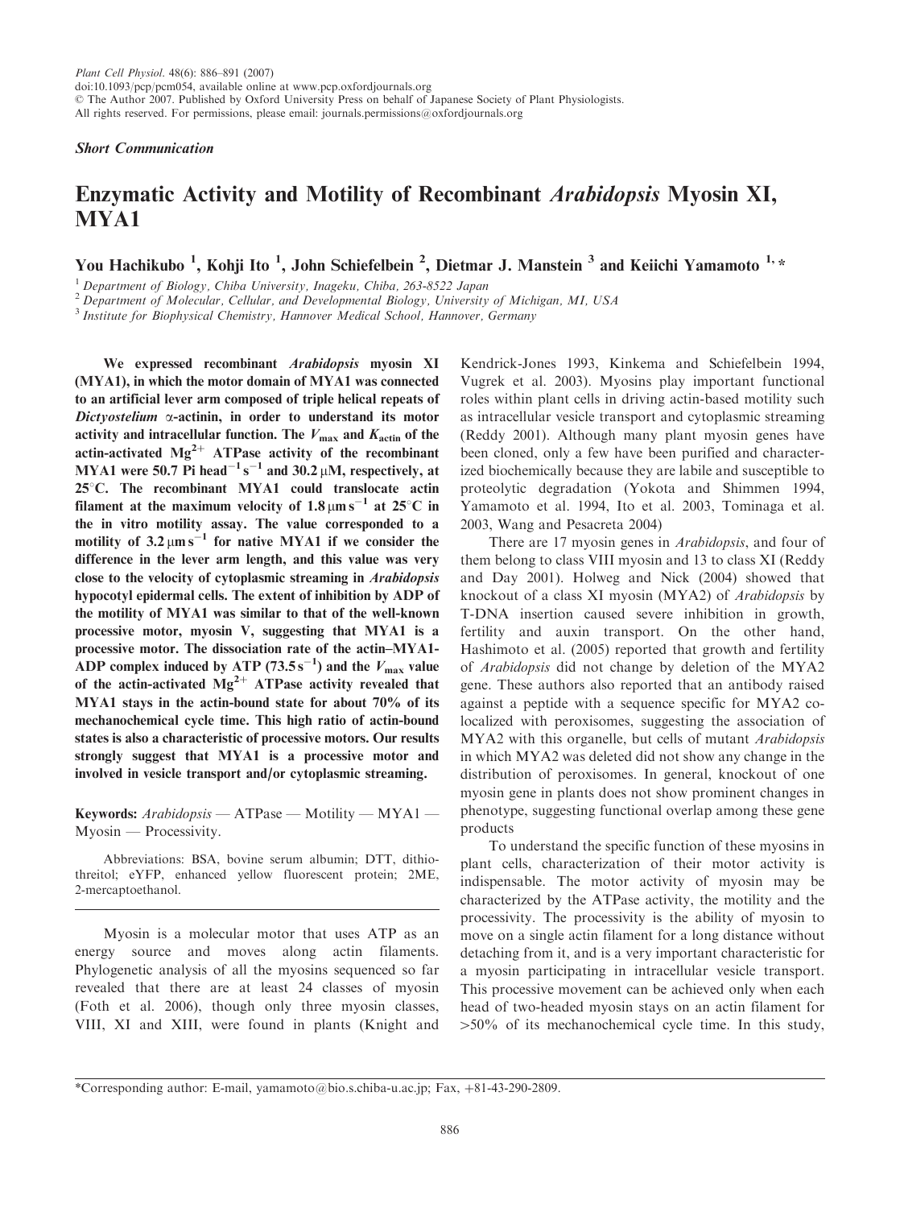*Short Communication*

# Enzymatic Activity and Motility of Recombinant *Arabidopsis* Myosin XI, MYA1

You Hachikubo [1], Kohji Ito [1], John Schiefelbein [2], Dietmar J. Manstein [3] and Keiichi Yamamoto [1,]*

[1] Department of Biology, Chiba University, Inageku, Chiba, 263-8522 Japan
[2] Department of Molecular, Cellular, and Developmental Biology, University of Michigan, MI, USA
[3] Institute for Biophysical Chemistry, Hannover Medical School, Hannover, Germany

**We expressed recombinant *Arabidopsis* myosin XI (MYA1), in which the motor domain of MYA1 was connected to an artificial lever arm composed of triple helical repeats of *Dictyostelium* α-actinin, in order to understand its motor activity and intracellular function. The $V_{max}$ and $K_{actin}$ of the actin-activated $Mg^{2+}$ ATPase activity of the recombinant MYA1 were 50.7 Pi head$^{-1}$ s$^{-1}$ and 30.2 μM, respectively, at 25°C. The recombinant MYA1 could translocate actin filament at the maximum velocity of 1.8 μm s$^{-1}$ at 25°C in the in vitro motility assay. The value corresponded to a motility of 3.2 μm s$^{-1}$ for native MYA1 if we consider the difference in the lever arm length, and this value was very close to the velocity of cytoplasmic streaming in *Arabidopsis* hypocotyl epidermal cells. The extent of inhibition by ADP of the motility of MYA1 was similar to that of the well-known processive motor, myosin V, suggesting that MYA1 is a processive motor. The dissociation rate of the actin–MYA1-ADP complex induced by ATP (73.5 s$^{-1}$) and the $V_{max}$ value of the actin-activated $Mg^{2+}$ ATPase activity revealed that MYA1 stays in the actin-bound state for about 70% of its mechanochemical cycle time. This high ratio of actin-bound states is also a characteristic of processive motors. Our results strongly suggest that MYA1 is a processive motor and involved in vesicle transport and/or cytoplasmic streaming.**

**Keywords:** *Arabidopsis* — ATPase — Motility — MYA1 — Myosin — Processivity.

Abbreviations: BSA, bovine serum albumin; DTT, dithiothreitol; eYFP, enhanced yellow fluorescent protein; 2ME, 2-mercaptoethanol.

Myosin is a molecular motor that uses ATP as an energy source and moves along actin filaments. Phylogenetic analysis of all the myosins sequenced so far revealed that there are at least 24 classes of myosin (Foth et al. 2006), though only three myosin classes, VIII, XI and XIII, were found in plants (Knight and Kendrick-Jones 1993, Kinkema and Schiefelbein 1994, Vugrek et al. 2003). Myosins play important functional roles within plant cells in driving actin-based motility such as intracellular vesicle transport and cytoplasmic streaming (Reddy 2001). Although many plant myosin genes have been cloned, only a few have been purified and characterized biochemically because they are labile and susceptible to proteolytic degradation (Yokota and Shimmen 1994, Yamamoto et al. 1994, Ito et al. 2003, Tominaga et al. 2003, Wang and Pesacreta 2004)

There are 17 myosin genes in *Arabidopsis*, and four of them belong to class VIII myosin and 13 to class XI (Reddy and Day 2001). Holweg and Nick (2004) showed that knockout of a class XI myosin (MYA2) of *Arabidopsis* by T-DNA insertion caused severe inhibition in growth, fertility and auxin transport. On the other hand, Hashimoto et al. (2005) reported that growth and fertility of *Arabidopsis* did not change by deletion of the MYA2 gene. These authors also reported that an antibody raised against a peptide with a sequence specific for MYA2 co-localized with peroxisomes, suggesting the association of MYA2 with this organelle, but cells of mutant *Arabidopsis* in which MYA2 was deleted did not show any change in the distribution of peroxisomes. In general, knockout of one myosin gene in plants does not show prominent changes in phenotype, suggesting functional overlap among these gene products

To understand the specific function of these myosins in plant cells, characterization of their motor activity is indispensable. The motor activity of myosin may be characterized by the ATPase activity, the motility and the processivity. The processivity is the ability of myosin to move on a single actin filament for a long distance without detaching from it, and is a very important characteristic for a myosin participating in intracellular vesicle transport. This processive movement can be achieved only when each head of two-headed myosin stays on an actin filament for >50% of its mechanochemical cycle time. In this study,

*Corresponding author: E-mail, yamamoto@bio.s.chiba-u.ac.jp; Fax, +81-43-290-2809.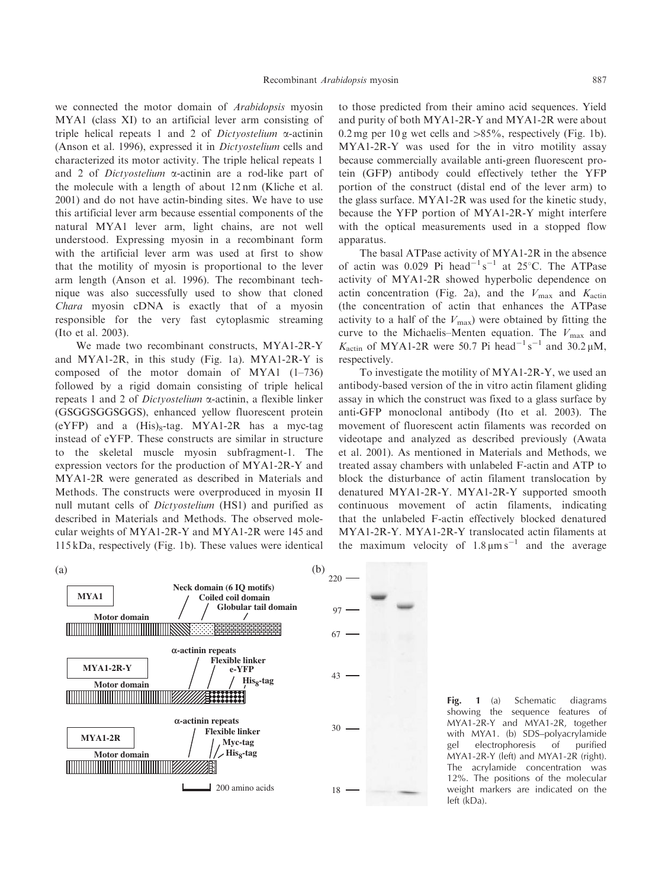we connected the motor domain of *Arabidopsis* myosin MYA1 (class XI) to an artificial lever arm consisting of triple helical repeats 1 and 2 of *Dictyostelium* α-actinin (Anson et al. 1996), expressed it in *Dictyostelium* cells and characterized its motor activity. The triple helical repeats 1 and 2 of *Dictyostelium* α-actinin are a rod-like part of the molecule with a length of about 12 nm (Kliche et al. 2001) and do not have actin-binding sites. We have to use this artificial lever arm because essential components of the natural MYA1 lever arm, light chains, are not well understood. Expressing myosin in a recombinant form with the artificial lever arm was used at first to show that the motility of myosin is proportional to the lever arm length (Anson et al. 1996). The recombinant technique was also successfully used to show that cloned *Chara* myosin cDNA is exactly that of a myosin responsible for the very fast cytoplasmic streaming (Ito et al. 2003).

We made two recombinant constructs, MYA1-2R-Y and MYA1-2R, in this study (Fig. 1a). MYA1-2R-Y is composed of the motor domain of MYA1 (1–736) followed by a rigid domain consisting of triple helical repeats 1 and 2 of *Dictyostelium* α-actinin, a flexible linker (GSGGSGGSGGS), enhanced yellow fluorescent protein (eYFP) and a $(His)_8$-tag. MYA1-2R has a myc-tag instead of eYFP. These constructs are similar in structure to the skeletal muscle myosin subfragment-1. The expression vectors for the production of MYA1-2R-Y and MYA1-2R were generated as described in Materials and Methods. The constructs were overproduced in myosin II null mutant cells of *Dictyostelium* (HS1) and purified as described in Materials and Methods. The observed molecular weights of MYA1-2R-Y and MYA1-2R were 145 and 115 kDa, respectively (Fig. 1b). These values were identical to those predicted from their amino acid sequences. Yield and purity of both MYA1-2R-Y and MYA1-2R were about 0.2 mg per 10 g wet cells and >85%, respectively (Fig. 1b). MYA1-2R-Y was used for the in vitro motility assay because commercially available anti-green fluorescent protein (GFP) antibody could effectively tether the YFP portion of the construct (distal end of the lever arm) to the glass surface. MYA1-2R was used for the kinetic study, because the YFP portion of MYA1-2R-Y might interfere with the optical measurements used in a stopped flow apparatus.

The basal ATPase activity of MYA1-2R in the absence of actin was 0.029 Pi $head^{-1}\,s^{-1}$ at 25°C. The ATPase activity of MYA1-2R showed hyperbolic dependence on actin concentration (Fig. 2a), and the $V_{max}$ and $K_{actin}$ (the concentration of actin that enhances the ATPase activity to a half of the $V_{max}$) were obtained by fitting the curve to the Michaelis–Menten equation. The $V_{max}$ and $K_{actin}$ of MYA1-2R were 50.7 Pi $head^{-1}\,s^{-1}$ and 30.2 μM, respectively.

To investigate the motility of MYA1-2R-Y, we used an antibody-based version of the in vitro actin filament gliding assay in which the construct was fixed to a glass surface by anti-GFP monoclonal antibody (Ito et al. 2003). The movement of fluorescent actin filaments was recorded on videotape and analyzed as described previously (Awata et al. 2001). As mentioned in Materials and Methods, we treated assay chambers with unlabeled F-actin and ATP to block the disturbance of actin filament translocation by denatured MYA1-2R-Y. MYA1-2R-Y supported smooth continuous movement of actin filaments, indicating that the unlabeled F-actin effectively blocked denatured MYA1-2R-Y. MYA1-2R-Y translocated actin filaments at the maximum velocity of 1.8 μm $s^{-1}$ and the average

**Fig. 1** (a) Schematic diagrams showing the sequence features of MYA1-2R-Y and MYA1-2R, together with MYA1. (b) SDS–polyacrylamide gel electrophoresis of purified MYA1-2R-Y (left) and MYA1-2R (right). The acrylamide concentration was 12%. The positions of the molecular weight markers are indicated on the left (kDa).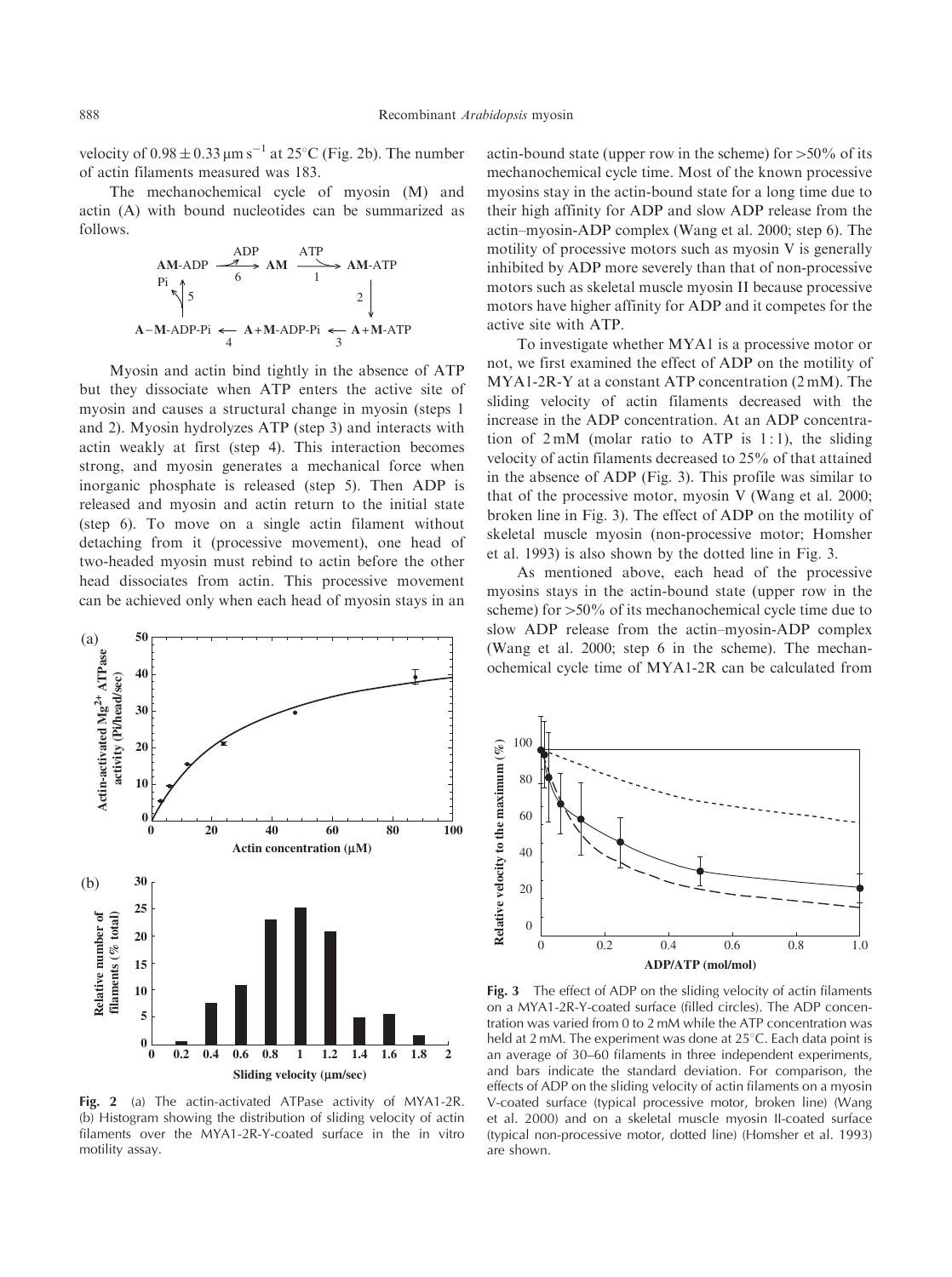velocity of $0.98 \pm 0.33\ \mu m\ s^{-1}$ at 25°C (Fig. 2b). The number of actin filaments measured was 183.

The mechanochemical cycle of myosin (M) and actin (A) with bound nucleotides can be summarized as follows.

$$
\begin{array}{ccccc}
\mathbf{AM}\text{-ADP} & \xrightarrow[6]{\text{ADP}} & \mathbf{AM} & \xrightarrow[1]{\text{ATP}} & \mathbf{AM}\text{-ATP} \\
\text{Pi} \uparrow 5 & & & & \downarrow 2 \\
\mathbf{A}-\mathbf{M}\text{-ADP-Pi} & \xleftarrow[4]{} & \mathbf{A}+\mathbf{M}\text{-ADP-Pi} & \xleftarrow[3]{} & \mathbf{A}+\mathbf{M}\text{-ATP}
\end{array}
$$

Myosin and actin bind tightly in the absence of ATP but they dissociate when ATP enters the active site of myosin and causes a structural change in myosin (steps 1 and 2). Myosin hydrolyzes ATP (step 3) and interacts with actin weakly at first (step 4). This interaction becomes strong, and myosin generates a mechanical force when inorganic phosphate is released (step 5). Then ADP is released and myosin and actin return to the initial state (step 6). To move on a single actin filament without detaching from it (processive movement), one head of two-headed myosin must rebind to actin before the other head dissociates from actin. This processive movement can be achieved only when each head of myosin stays in an actin-bound state (upper row in the scheme) for >50% of its mechanochemical cycle time. Most of the known processive myosins stay in the actin-bound state for a long time due to their high affinity for ADP and slow ADP release from the actin–myosin-ADP complex (Wang et al. 2000; step 6). The motility of processive motors such as myosin V is generally inhibited by ADP more severely than that of non-processive motors such as skeletal muscle myosin II because processive motors have higher affinity for ADP and it competes for the active site with ATP.

To investigate whether MYA1 is a processive motor or not, we first examined the effect of ADP on the motility of MYA1-2R-Y at a constant ATP concentration (2 mM). The sliding velocity of actin filaments decreased with the increase in the ADP concentration. At an ADP concentration of 2 mM (molar ratio to ATP is 1 : 1), the sliding velocity of actin filaments decreased to 25% of that attained in the absence of ADP (Fig. 3). This profile was similar to that of the processive motor, myosin V (Wang et al. 2000; broken line in Fig. 3). The effect of ADP on the motility of skeletal muscle myosin (non-processive motor; Homsher et al. 1993) is also shown by the dotted line in Fig. 3.

As mentioned above, each head of the processive myosins stays in the actin-bound state (upper row in the scheme) for >50% of its mechanochemical cycle time due to slow ADP release from the actin–myosin-ADP complex (Wang et al. 2000; step 6 in the scheme). The mechanochemical cycle time of MYA1-2R can be calculated from

**Fig. 2** (a) The actin-activated ATPase activity of MYA1-2R. (b) Histogram showing the distribution of sliding velocity of actin filaments over the MYA1-2R-Y-coated surface in the in vitro motility assay.

**Fig. 3** The effect of ADP on the sliding velocity of actin filaments on a MYA1-2R-Y-coated surface (filled circles). The ADP concentration was varied from 0 to 2 mM while the ATP concentration was held at 2 mM. The experiment was done at 25°C. Each data point is an average of 30–60 filaments in three independent experiments, and bars indicate the standard deviation. For comparison, the effects of ADP on the sliding velocity of actin filaments on a myosin V-coated surface (typical processive motor, broken line) (Wang et al. 2000) and on a skeletal muscle myosin II-coated surface (typical non-processive motor, dotted line) (Homsher et al. 1993) are shown.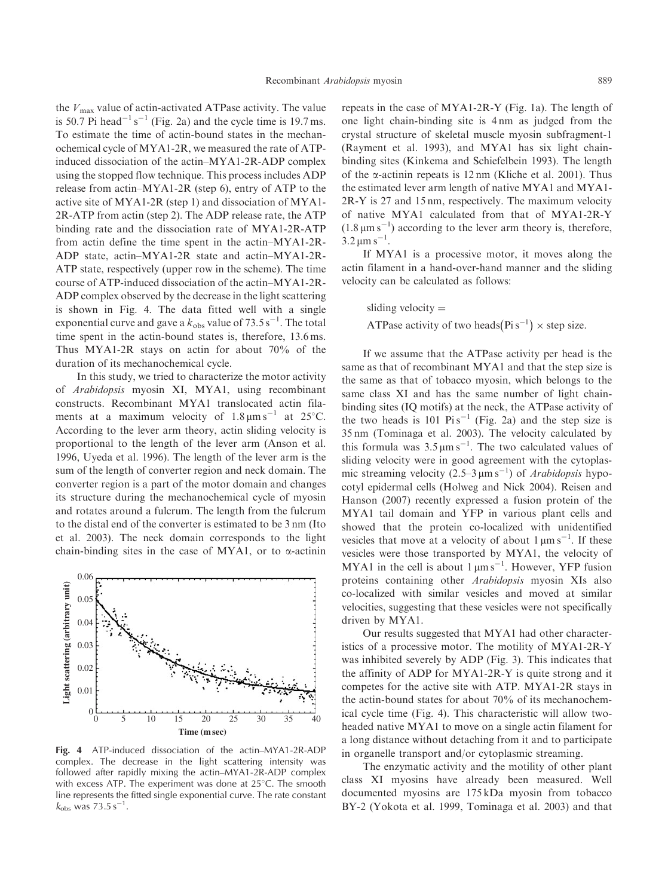the $V_{max}$ value of actin-activated ATPase activity. The value is 50.7 Pi $head^{-1} s^{-1}$ (Fig. 2a) and the cycle time is 19.7 ms. To estimate the time of actin-bound states in the mechanochemical cycle of MYA1-2R, we measured the rate of ATP-induced dissociation of the actin–MYA1-2R-ADP complex using the stopped flow technique. This process includes ADP release from actin–MYA1-2R (step 6), entry of ATP to the active site of MYA1-2R (step 1) and dissociation of MYA1-2R-ATP from actin (step 2). The ADP release rate, the ATP binding rate and the dissociation rate of MYA1-2R-ATP from actin define the time spent in the actin–MYA1-2R-ADP state, actin–MYA1-2R state and actin–MYA1-2R-ATP state, respectively (upper row in the scheme). The time course of ATP-induced dissociation of the actin–MYA1-2R-ADP complex observed by the decrease in the light scattering is shown in Fig. 4. The data fitted well with a single exponential curve and gave a $k_{obs}$ value of 73.5 $s^{-1}$. The total time spent in the actin-bound states is, therefore, 13.6 ms. Thus MYA1-2R stays on actin for about 70% of the duration of its mechanochemical cycle.

In this study, we tried to characterize the motor activity of *Arabidopsis* myosin XI, MYA1, using recombinant constructs. Recombinant MYA1 translocated actin filaments at a maximum velocity of 1.8 $\mu m s^{-1}$ at 25°C. According to the lever arm theory, actin sliding velocity is proportional to the length of the lever arm (Anson et al. 1996, Uyeda et al. 1996). The length of the lever arm is the sum of the length of converter region and neck domain. The converter region is a part of the motor domain and changes its structure during the mechanochemical cycle of myosin and rotates around a fulcrum. The length from the fulcrum to the distal end of the converter is estimated to be 3 nm (Ito et al. 2003). The neck domain corresponds to the light chain-binding sites in the case of MYA1, or to α-actinin repeats in the case of MYA1-2R-Y (Fig. 1a). The length of one light chain-binding site is 4 nm as judged from the crystal structure of skeletal muscle myosin subfragment-1 (Rayment et al. 1993), and MYA1 has six light chain-binding sites (Kinkema and Schiefelbein 1993). The length of the α-actinin repeats is 12 nm (Kliche et al. 2001). Thus the estimated lever arm length of native MYA1 and MYA1-2R-Y is 27 and 15 nm, respectively. The maximum velocity of native MYA1 calculated from that of MYA1-2R-Y (1.8 $\mu m s^{-1}$) according to the lever arm theory is, therefore, 3.2 $\mu m s^{-1}$.

Fig. 4 ATP-induced dissociation of the actin–MYA1-2R-ADP complex. The decrease in the light scattering intensity was followed after rapidly mixing the actin–MYA1-2R-ADP complex with excess ATP. The experiment was done at 25°C. The smooth line represents the fitted single exponential curve. The rate constant $k_{obs}$ was 73.5 $s^{-1}$.

If MYA1 is a processive motor, it moves along the actin filament in a hand-over-hand manner and the sliding velocity can be calculated as follows:

$$\text{sliding velocity} = \text{ATPase activity of two heads}(\text{Pi s}^{-1}) \times \text{step size.}$$

If we assume that the ATPase activity per head is the same as that of recombinant MYA1 and that the step size is the same as that of tobacco myosin, which belongs to the same class XI and has the same number of light chain-binding sites (IQ motifs) at the neck, the ATPase activity of the two heads is 101 Pi $s^{-1}$ (Fig. 2a) and the step size is 35 nm (Tominaga et al. 2003). The velocity calculated by this formula was 3.5 $\mu m s^{-1}$. The two calculated values of sliding velocity were in good agreement with the cytoplasmic streaming velocity (2.5–3 $\mu m s^{-1}$) of *Arabidopsis* hypocotyl epidermal cells (Holweg and Nick 2004). Reisen and Hanson (2007) recently expressed a fusion protein of the MYA1 tail domain and YFP in various plant cells and showed that the protein co-localized with unidentified vesicles that move at a velocity of about 1 $\mu m s^{-1}$. If these vesicles were those transported by MYA1, the velocity of MYA1 in the cell is about 1 $\mu m s^{-1}$. However, YFP fusion proteins containing other *Arabidopsis* myosin XIs also co-localized with similar vesicles and moved at similar velocities, suggesting that these vesicles were not specifically driven by MYA1.

Our results suggested that MYA1 had other characteristics of a processive motor. The motility of MYA1-2R-Y was inhibited severely by ADP (Fig. 3). This indicates that the affinity of ADP for MYA1-2R-Y is quite strong and it competes for the active site with ATP. MYA1-2R stays in the actin-bound states for about 70% of its mechanochemical cycle time (Fig. 4). This characteristic will allow two-headed native MYA1 to move on a single actin filament for a long distance without detaching from it and to participate in organelle transport and/or cytoplasmic streaming.

The enzymatic activity and the motility of other plant class XI myosins have already been measured. Well documented myosins are 175 kDa myosin from tobacco BY-2 (Yokota et al. 1999, Tominaga et al. 2003) and that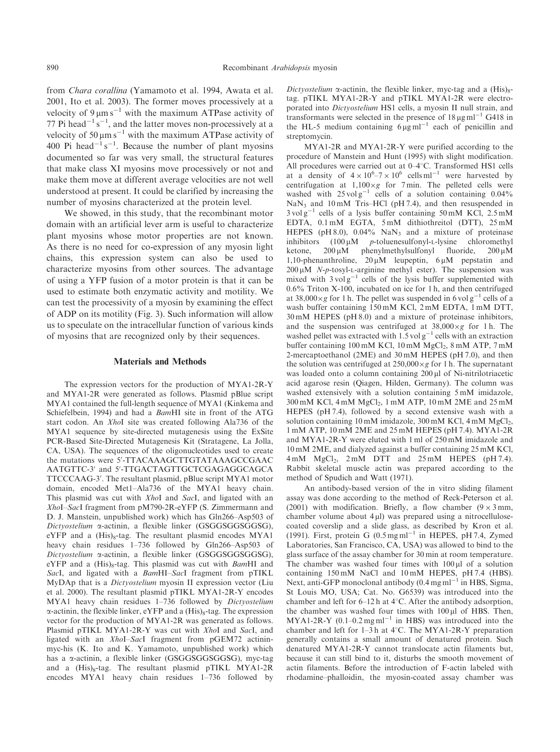from *Chara corallina* (Yamamoto et al. 1994, Awata et al. 2001, Ito et al. 2003). The former moves processively at a velocity of 9 μm $s^{-1}$ with the maximum ATPase activity of 77 Pi $head^{-1}$ $s^{-1}$, and the latter moves non-processively at a velocity of 50 μm $s^{-1}$ with the maximum ATPase activity of 400 Pi $head^{-1}$ $s^{-1}$. Because the number of plant myosins documented so far was very small, the structural features that make class XI myosins move processively or not and make them move at different average velocities are not well understood at present. It could be clarified by increasing the number of myosins characterized at the protein level.

We showed, in this study, that the recombinant motor domain with an artificial lever arm is useful to characterize plant myosins whose motor properties are not known. As there is no need for co-expression of any myosin light chains, this expression system can also be used to characterize myosins from other sources. The advantage of using a YFP fusion of a motor protein is that it can be used to estimate both enzymatic activity and motility. We can test the processivity of a myosin by examining the effect of ADP on its motility (Fig. 3). Such information will allow us to speculate on the intracellular function of various kinds of myosins that are recognized only by their sequences.

## Materials and Methods

The expression vectors for the production of MYA1-2R-Y and MYA1-2R were generated as follows. Plasmid pBlue script MYA1 contained the full-length sequence of MYA1 (Kinkema and Schiefelbein, 1994) and had a *Bam*HI site in front of the ATG start codon. An *Xho*I site was created following Ala736 of the MYA1 sequence by site-directed mutagenesis using the ExSite PCR-Based Site-Directed Mutagenesis Kit (Stratagene, La Jolla, CA, USA). The sequences of the oligonucleotides used to create the mutations were 5′-TTACAAAGCTTGTATAAAGCCGAAC AATGTTC-3′ and 5′-TTGACTAGTTGCTCGAGAGGCAGCA TTCCCAAG-3′. The resultant plasmid, pBlue script MYA1 motor domain, encoded Met1–Ala736 of the MYA1 heavy chain. This plasmid was cut with *Xho*I and *Sac*I, and ligated with an *Xho*I–*Sac*I fragment from pM790-2R-eYFP (S. Zimmermann and D. J. Manstein, unpublished work) which has Gln266–Asp503 of *Dictyostelium* α-actinin, a flexible linker (GSGGSGGSGGSG), eYFP and a $(His)_8$-tag. The resultant plasmid encodes MYA1 heavy chain residues 1–736 followed by Gln266–Asp503 of *Dictyostelium* α-actinin, a flexible linker (GSGGSGGSGGSG), eYFP and a $(His)_8$-tag. This plasmid was cut with *Bam*HI and *Sac*I, and ligated with a *Bam*HI–*Sac*I fragment from pTIKL MyDAp that is a *Dictyostelium* myosin II expression vector (Liu et al. 2000). The resultant plasmid pTIKL MYA1-2R-Y encodes MYA1 heavy chain residues 1–736 followed by *Dictyostelium* α-actinin, the flexible linker, eYFP and a $(His)_8$-tag. The expression vector for the production of MYA1-2R was generated as follows. Plasmid pTIKL MYA1-2R-Y was cut with *Xho*I and *Sac*I, and ligated with an *Xho*I–*Sac*I fragment from pGEM72 actinin-myc-his (K. Ito and K. Yamamoto, unpublished work) which has a α-actinin, a flexible linker (GSGGSGGSGGSG), myc-tag and a $(His)_8$-tag. The resultant plasmid pTIKL MYA1-2R encodes MYA1 heavy chain residues 1–736 followed by *Dictyostelium* α-actinin, the flexible linker, myc-tag and a $(His)_8$-tag. pTIKL MYA1-2R-Y and pTIKL MYA1-2R were electroporated into *Dictyostelium* HS1 cells, a myosin II null strain, and transformants were selected in the presence of 18 μg $ml^{-1}$ G418 in the HL-5 medium containing 6 μg $ml^{-1}$ each of penicillin and streptomycin.

MYA1-2R and MYA1-2R-Y were purified according to the procedure of Manstein and Hunt (1995) with slight modification. All procedures were carried out at 0–4°C. Transformed HS1 cells at a density of $4 \times 10^6$–$7 \times 10^6$ cells $ml^{-1}$ were harvested by centrifugation at 1,100×*g* for 7 min. The pelleted cells were washed with 25 vol $g^{-1}$ cells of a solution containing 0.04% $NaN_3$ and 10 mM Tris–HCl (pH 7.4), and then resuspended in 3 vol $g^{-1}$ cells of a lysis buffer containing 50 mM KCl, 2.5 mM EDTA, 0.1 mM EGTA, 5 mM dithiothreitol (DTT), 25 mM HEPES (pH 8.0), 0.04% $NaN_3$ and a mixture of proteinase inhibitors (100 μM *p*-toluenesulfonyl-L-lysine chloromethyl ketone, 200 μM phenylmethylsulfonyl fluoride, 200 μM 1,10-phenanthroline, 20 μM leupeptin, 6 μM pepstatin and 200 μM *N*-*p*-tosyl-L-arginine methyl ester). The suspension was mixed with 3 vol $g^{-1}$ cells of the lysis buffer supplemented with 0.6% Triton X-100, incubated on ice for 1 h, and then centrifuged at 38,000×*g* for 1 h. The pellet was suspended in 6 vol $g^{-1}$ cells of a wash buffer containing 150 mM KCl, 2 mM EDTA, 1 mM DTT, 30 mM HEPES (pH 8.0) and a mixture of proteinase inhibitors, and the suspension was centrifuged at 38,000×*g* for 1 h. The washed pellet was extracted with 1.5 vol $g^{-1}$ cells with an extraction buffer containing 100 mM KCl, 10 mM $MgCl_2$, 8 mM ATP, 7 mM 2-mercaptoethanol (2ME) and 30 mM HEPES (pH 7.0), and then the solution was centrifuged at 250,000×*g* for 1 h. The supernatant was loaded onto a column containing 200 μl of Ni-nitrilotriacetic acid agarose resin (Qiagen, Hilden, Germany). The column was washed extensively with a solution containing 5 mM imidazole, 300 mM KCl, 4 mM $MgCl_2$, 1 mM ATP, 10 mM 2ME and 25 mM HEPES (pH 7.4), followed by a second extensive wash with a solution containing 10 mM imidazole, 300 mM KCl, 4 mM $MgCl_2$, 1 mM ATP, 10 mM 2ME and 25 mM HEPES (pH 7.4). MYA1-2R and MYA1-2R-Y were eluted with 1 ml of 250 mM imidazole and 10 mM 2ME, and dialyzed against a buffer containing 25 mM KCl, 4 mM $MgCl_2$, 2 mM DTT and 25 mM HEPES (pH 7.4). Rabbit skeletal muscle actin was prepared according to the method of Spudich and Watt (1971).

An antibody-based version of the in vitro sliding filament assay was done according to the method of Reck-Peterson et al. (2001) with modification. Briefly, a flow chamber (9 × 3 mm, chamber volume about 4 μl) was prepared using a nitrocellulose-coated coverslip and a slide glass, as described by Kron et al. (1991). First, protein G (0.5 mg $ml^{-1}$ in HEPES, pH 7.4, Zymed Laboratories, San Francisco, CA, USA) was allowed to bind to the glass surface of the assay chamber for 30 min at room temperature. The chamber was washed four times with 100 μl of a solution containing 150 mM NaCl and 10 mM HEPES, pH 7.4 (HBS). Next, anti-GFP monoclonal antibody (0.4 mg $ml^{-1}$ in HBS, Sigma, St Louis MO, USA; Cat. No. G6539) was introduced into the chamber and left for 6–12 h at 4°C. After the antibody adsorption, the chamber was washed four times with 100 μl of HBS. Then, MYA1-2R-Y (0.1–0.2 mg $ml^{-1}$ in HBS) was introduced into the chamber and left for 1–3 h at 4°C. The MYA1-2R-Y preparation generally contains a small amount of denatured protein. Such denatured MYA1-2R-Y cannot translocate actin filaments but, because it can still bind to it, disturbs the smooth movement of actin filaments. Before the introduction of F-actin labeled with rhodamine–phalloidin, the myosin-coated assay chamber was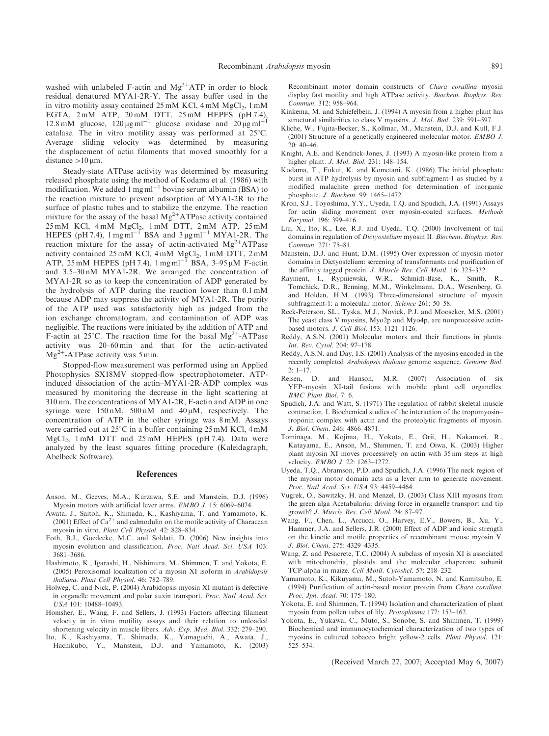washed with unlabeled F-actin and $Mg^{2+}$ATP in order to block residual denatured MYA1-2R-Y. The assay buffer used in the in vitro motility assay contained 25 mM KCl, 4 mM $MgCl_2$, 1 mM EGTA, 2 mM ATP, 20 mM DTT, 25 mM HEPES (pH 7.4), 12.8 mM glucose, 120 μg $ml^{-1}$ glucose oxidase and 20 μg $ml^{-1}$ catalase. The in vitro motility assay was performed at 25°C. Average sliding velocity was determined by measuring the displacement of actin filaments that moved smoothly for a distance >10 μm.

Steady-state ATPase activity was determined by measuring released phosphate using the method of Kodama et al. (1986) with modification. We added 1 mg $ml^{-1}$ bovine serum albumin (BSA) to the reaction mixture to prevent adsorption of MYA1-2R to the surface of plastic tubes and to stabilize the enzyme. The reaction mixture for the assay of the basal $Mg^{2+}$ATPase activity contained 25 mM KCl, 4 mM $MgCl_2$, 1 mM DTT, 2 mM ATP, 25 mM HEPES (pH 7.4), 1 mg $ml^{-1}$ BSA and 3 μg $ml^{-1}$ MYA1-2R. The reaction mixture for the assay of actin-activated $Mg^{2+}$ATPase activity contained 25 mM KCl, 4 mM $MgCl_2$, 1 mM DTT, 2 mM ATP, 25 mM HEPES (pH 7.4), 1 mg $ml^{-1}$ BSA, 3–95 μM F-actin and 3.5–30 nM MYA1-2R. We arranged the concentration of MYA1-2R so as to keep the concentration of ADP generated by the hydrolysis of ATP during the reaction lower than 0.1 mM because ADP may suppress the activity of MYA1-2R. The purity of the ATP used was satisfactorily high as judged from the ion exchange chromatogram, and contamination of ADP was negligible. The reactions were initiated by the addition of ATP and F-actin at 25°C. The reaction time for the basal $Mg^{2+}$-ATPase activity was 20–60 min and that for the actin-activated $Mg^{2+}$-ATPase activity was 5 min.

Stopped-flow measurement was performed using an Applied Photophysics SX18MV stopped-flow spectrophotometer. ATP-induced dissociation of the actin–MYA1-2R-ADP complex was measured by monitoring the decrease in the light scattering at 310 nm. The concentrations of MYA1-2R, F-actin and ADP in one syringe were 150 nM, 500 nM and 40 μM, respectively. The concentration of ATP in the other syringe was 8 mM. Assays were carried out at 25°C in a buffer containing 25 mM KCl, 4 mM $MgCl_2$, 1 mM DTT and 25 mM HEPES (pH 7.4). Data were analyzed by the least squares fitting procedure (Kaleidagraph, Abelbeck Software).

## References

Anson, M., Geeves, M.A., Kurzawa, S.E. and Manstein, D.J. (1996) Myosin motors with artificial lever arms. *EMBO J.* 15: 6069–6074.

Awata, J., Saitoh, K., Shimada, K., Kashiyama, T. and Yamamoto, K. (2001) Effect of $Ca^{2+}$ and calmodulin on the motile activity of Characean myosin in vitro. *Plant Cell Physiol.* 42: 828–834.

Foth, B.J., Goedecke, M.C. and Soldati, D. (2006) New insights into myosin evolution and classification. *Proc. Natl Acad. Sci. USA* 103: 3681–3686.

Hashimoto, K., Igarashi, H., Nishimura, M., Shimmen, T. and Yokota, E. (2005) Peroxisomal localization of a myosin XI isoform in *Arabidopsis thaliana*. *Plant Cell Physiol.* 46: 782–789.

Holweg, C. and Nick, P. (2004) Arabidopsis myosin XI mutant is defective in organelle movement and polar auxin transport. *Proc. Natl Acad. Sci. USA* 101: 10488–10493.

Homsher, E., Wang, F. and Sellers, J. (1993) Factors affecting filament velocity in in vitro motility assays and their relation to unloaded shortening velocity in muscle fibers. *Adv. Exp. Med. Biol.* 332: 279–290.

Ito, K., Kashiyama, T., Shimada, K., Yamaguchi, A., Awata, J., Hachikubo, Y., Manstein, D.J. and Yamamoto, K. (2003) Recombinant motor domain constructs of *Chara corallina* myosin display fast motility and high ATPase activity. *Biochem. Biophys. Res. Commun.* 312: 958–964.

Kinkema, M. and Schiefelbein, J. (1994) A myosin from a higher plant has structural similarities to class V myosins. *J. Mol. Biol.* 239: 591–597.

Kliche, W., Fujita-Becker, S., Kollmar, M., Manstein, D.J. and Kull, F.J. (2001) Structure of a genetically engineered molecular motor. *EMBO J.* 20: 40–46.

Knight, A.E. and Kendrick-Jones, J. (1993) A myosin-like protein from a higher plant. *J. Mol. Biol.* 231: 148–154.

Kodama, T., Fukui, K. and Kometani, K. (1986) The initial phosphate burst in ATP hydrolysis by myosin and subfragment-1 as studied by a modified malachite green method for determination of inorganic phosphate. *J. Biochem.* 99: 1465–1472.

Kron, S.J., Toyoshima, Y.Y., Uyeda, T.Q. and Spudich, J.A. (1991) Assays for actin sliding movement over myosin-coated surfaces. *Methods Enzymol.* 196: 399–416.

Liu, X., Ito, K., Lee, R.J. and Uyeda, T.Q. (2000) Involvement of tail domains in regulation of *Dictyostelium* myosin II. *Biochem. Biophys. Res. Commun.* 271: 75–81.

Manstein, D.J. and Hunt, D.M. (1995) Over expression of myosin motor domains in Dictyostelium: screening of transformants and purification of the affinity tagged protein. *J. Muscle Res. Cell Motil.* 16: 325–332.

Rayment, I., Rypniewski, W.R., Schmidt-Base, K., Smith, R., Tomchick, D.R., Benning, M.M., Winkelmann, D.A., Wesenberg, G. and Holden, H.M. (1993) Three-dimensional structure of myosin subfragment-1: a molecular motor. *Science* 261: 50–58.

Reck-Peterson, SL., Tyska, M.J., Novick, P.J. and Mooseker, M.S. (2001) The yeast class V myosins, Myo2p and Myo4p, are nonprocessive actin-based motors. *J. Cell Biol.* 153: 1121–1126.

Reddy, A.S.N. (2001) Molecular motors and their functions in plants. *Int. Rev. Cytol.* 204: 97–178.

Reddy, A.S.N. and Day, I.S. (2001) Analysis of the myosins encoded in the recently completed *Arabidopsis thaliana* genome sequence. *Genome Biol.* 2: 1–17.

Reisen, D. and Hanson, M.R. (2007) Association of six YFP–myosin XI-tail fusions with mobile plant cell organelles. *BMC Plant Biol.* 7: 6.

Spudich, J.A. and Watt, S. (1971) The regulation of rabbit skeletal muscle contraction. I. Biochemical studies of the interaction of the tropomyosin–troponin complex with actin and the proteolytic fragments of myosin. *J. Biol. Chem.* 246: 4866–4871.

Tominaga, M., Kojima, H., Yokota, E., Orii, H., Nakamori, R., Katayama, E., Anson, M., Shimmen, T. and Oiwa, K. (2003) Higher plant myosin XI moves processively on actin with 35 nm steps at high velocity. *EMBO J.* 22: 1263–1272.

Uyeda, T.Q., Abramson, P.D. and Spudich, J.A. (1996) The neck region of the myosin motor domain acts as a lever arm to generate movement. *Proc. Natl Acad. Sci. USA* 93: 4459–4464.

Vugrek, O., Sawitzky, H. and Menzel, D. (2003) Class XIII myosins from the green alga Acetabularia: driving force in organelle transport and tip growth? *J. Muscle Res. Cell Motil.* 24: 87–97.

Wang, F., Chen, L., Arcucci, O., Harvey, E.V., Bowers, B., Xu, Y., Hammer, J.A. and Sellers, J.R. (2000) Effect of ADP and ionic strength on the kinetic and motile properties of recombinant mouse myosin V. *J. Biol. Chem.* 275: 4329–4335.

Wang, Z. and Pesacrete, T.C. (2004) A subclass of myosin XI is associated with mitochondria, plastids and the molecular chaperone subunit TCP-alpha in maize. *Cell Motil. Cytoskel.* 57: 218–232.

Yamamoto, K., Kikuyama, M., Sutoh-Yamamoto, N. and Kamitsubo, E. (1994) Purification of actin-based motor protein from *Chara corallina*. *Proc. Jpn. Acad.* 70: 175–180.

Yokota, E. and Shimmen, T. (1994) Isolation and characterization of plant myosin from pollen tubes of lily. *Protoplasma* 177: 153–162.

Yokota, E., Yukawa, C., Muto, S., Sonobe, S. and Shimmen, T. (1999) Biochemical and immunocytochemical characterization of two types of myosins in cultured tobacco bright yellow-2 cells. *Plant Physiol.* 121: 525–534.

(Received March 27, 2007; Accepted May 6, 2007)